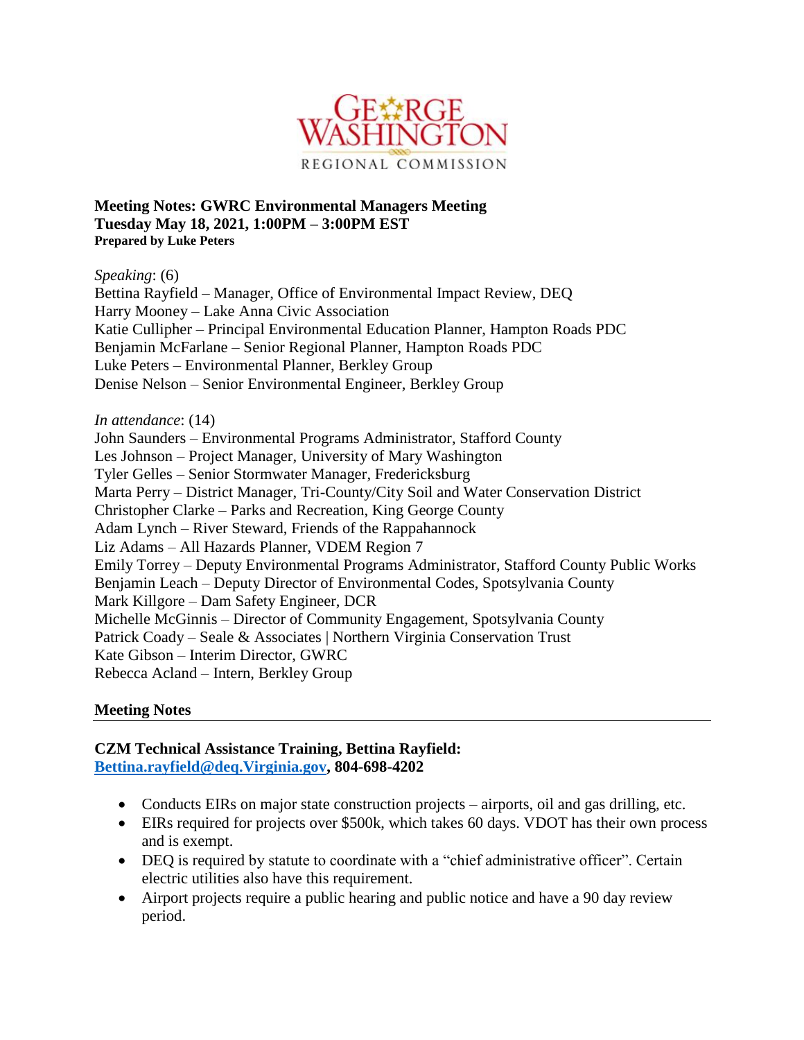# Meeting Notes: GWRC Environmental Managers Meeting
**Tuesday May 18, 2021, 1:00PM – 3:00PM EST**
**Prepared by Luke Peters**

*Speaking*: (6)
Bettina Rayfield – Manager, Office of Environmental Impact Review, DEQ
Harry Mooney – Lake Anna Civic Association
Katie Cullipher – Principal Environmental Education Planner, Hampton Roads PDC
Benjamin McFarlane – Senior Regional Planner, Hampton Roads PDC
Luke Peters – Environmental Planner, Berkley Group
Denise Nelson – Senior Environmental Engineer, Berkley Group

*In attendance*: (14)
John Saunders – Environmental Programs Administrator, Stafford County
Les Johnson – Project Manager, University of Mary Washington
Tyler Gelles – Senior Stormwater Manager, Fredericksburg
Marta Perry – District Manager, Tri-County/City Soil and Water Conservation District
Christopher Clarke – Parks and Recreation, King George County
Adam Lynch – River Steward, Friends of the Rappahannock
Liz Adams – All Hazards Planner, VDEM Region 7
Emily Torrey – Deputy Environmental Programs Administrator, Stafford County Public Works
Benjamin Leach – Deputy Director of Environmental Codes, Spotsylvania County
Mark Killgore – Dam Safety Engineer, DCR
Michelle McGinnis – Director of Community Engagement, Spotsylvania County
Patrick Coady – Seale & Associates | Northern Virginia Conservation Trust
Kate Gibson – Interim Director, GWRC
Rebecca Acland – Intern, Berkley Group

## Meeting Notes

### CZM Technical Assistance Training, Bettina Rayfield: Bettina.rayfield@deq.Virginia.gov, 804-698-4202

- Conducts EIRs on major state construction projects – airports, oil and gas drilling, etc.
- EIRs required for projects over $500k, which takes 60 days. VDOT has their own process and is exempt.
- DEQ is required by statute to coordinate with a "chief administrative officer". Certain electric utilities also have this requirement.
- Airport projects require a public hearing and public notice and have a 90 day review period.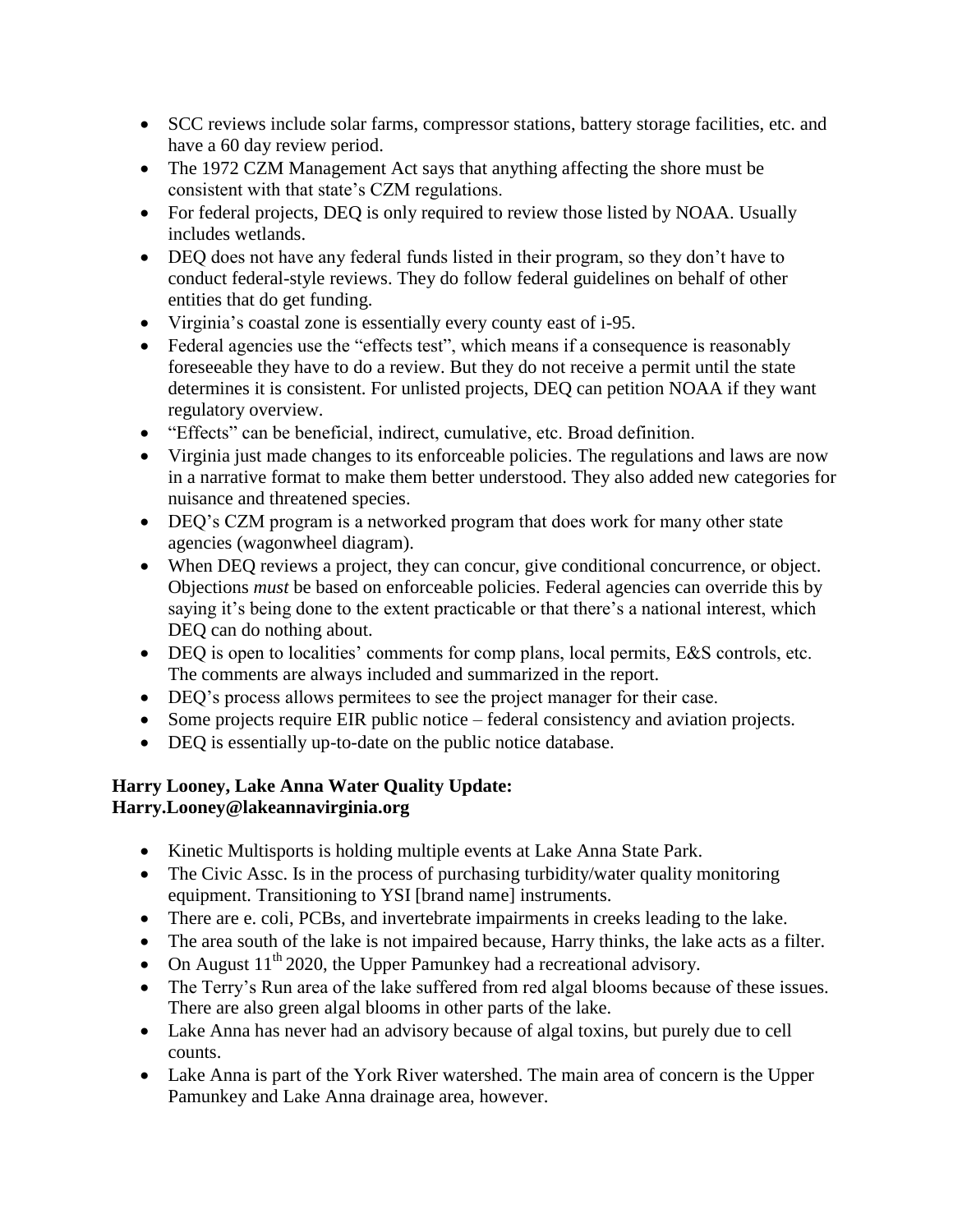- SCC reviews include solar farms, compressor stations, battery storage facilities, etc. and have a 60 day review period.
- The 1972 CZM Management Act says that anything affecting the shore must be consistent with that state's CZM regulations.
- For federal projects, DEQ is only required to review those listed by NOAA. Usually includes wetlands.
- DEQ does not have any federal funds listed in their program, so they don't have to conduct federal-style reviews. They do follow federal guidelines on behalf of other entities that do get funding.
- Virginia's coastal zone is essentially every county east of i-95.
- Federal agencies use the "effects test", which means if a consequence is reasonably foreseeable they have to do a review. But they do not receive a permit until the state determines it is consistent. For unlisted projects, DEQ can petition NOAA if they want regulatory overview.
- "Effects" can be beneficial, indirect, cumulative, etc. Broad definition.
- Virginia just made changes to its enforceable policies. The regulations and laws are now in a narrative format to make them better understood. They also added new categories for nuisance and threatened species.
- DEQ's CZM program is a networked program that does work for many other state agencies (wagonwheel diagram).
- When DEQ reviews a project, they can concur, give conditional concurrence, or object. Objections *must* be based on enforceable policies. Federal agencies can override this by saying it's being done to the extent practicable or that there's a national interest, which DEQ can do nothing about.
- DEQ is open to localities' comments for comp plans, local permits, E&S controls, etc. The comments are always included and summarized in the report.
- DEQ's process allows permitees to see the project manager for their case.
- Some projects require EIR public notice – federal consistency and aviation projects.
- DEQ is essentially up-to-date on the public notice database.

**Harry Looney, Lake Anna Water Quality Update: Harry.Looney@lakeannavirginia.org**

- Kinetic Multisports is holding multiple events at Lake Anna State Park.
- The Civic Assc. Is in the process of purchasing turbidity/water quality monitoring equipment. Transitioning to YSI [brand name] instruments.
- There are e. coli, PCBs, and invertebrate impairments in creeks leading to the lake.
- The area south of the lake is not impaired because, Harry thinks, the lake acts as a filter.
- On August 11th 2020, the Upper Pamunkey had a recreational advisory.
- The Terry's Run area of the lake suffered from red algal blooms because of these issues. There are also green algal blooms in other parts of the lake.
- Lake Anna has never had an advisory because of algal toxins, but purely due to cell counts.
- Lake Anna is part of the York River watershed. The main area of concern is the Upper Pamunkey and Lake Anna drainage area, however.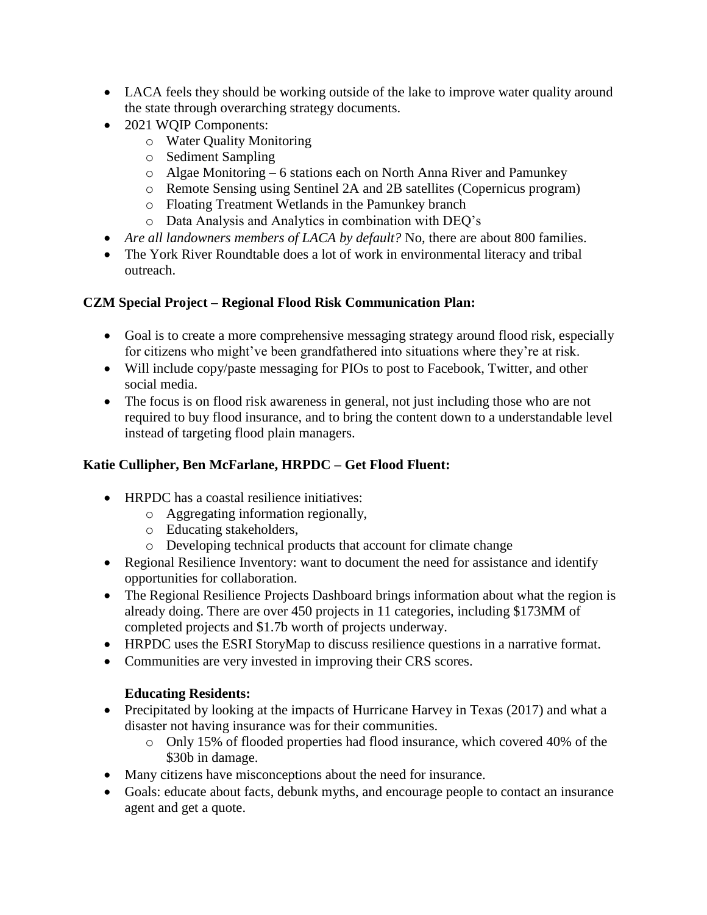- LACA feels they should be working outside of the lake to improve water quality around the state through overarching strategy documents.
- 2021 WQIP Components:
  - Water Quality Monitoring
  - Sediment Sampling
  - Algae Monitoring – 6 stations each on North Anna River and Pamunkey
  - Remote Sensing using Sentinel 2A and 2B satellites (Copernicus program)
  - Floating Treatment Wetlands in the Pamunkey branch
  - Data Analysis and Analytics in combination with DEQ's
- *Are all landowners members of LACA by default?* No, there are about 800 families.
- The York River Roundtable does a lot of work in environmental literacy and tribal outreach.

**CZM Special Project – Regional Flood Risk Communication Plan:**

- Goal is to create a more comprehensive messaging strategy around flood risk, especially for citizens who might've been grandfathered into situations where they're at risk.
- Will include copy/paste messaging for PIOs to post to Facebook, Twitter, and other social media.
- The focus is on flood risk awareness in general, not just including those who are not required to buy flood insurance, and to bring the content down to a understandable level instead of targeting flood plain managers.

**Katie Cullipher, Ben McFarlane, HRPDC – Get Flood Fluent:**

- HRPDC has a coastal resilience initiatives:
  - Aggregating information regionally,
  - Educating stakeholders,
  - Developing technical products that account for climate change
- Regional Resilience Inventory: want to document the need for assistance and identify opportunities for collaboration.
- The Regional Resilience Projects Dashboard brings information about what the region is already doing. There are over 450 projects in 11 categories, including $173MM of completed projects and $1.7b worth of projects underway.
- HRPDC uses the ESRI StoryMap to discuss resilience questions in a narrative format.
- Communities are very invested in improving their CRS scores.

**Educating Residents:**

- Precipitated by looking at the impacts of Hurricane Harvey in Texas (2017) and what a disaster not having insurance was for their communities.
  - Only 15% of flooded properties had flood insurance, which covered 40% of the $30b in damage.
- Many citizens have misconceptions about the need for insurance.
- Goals: educate about facts, debunk myths, and encourage people to contact an insurance agent and get a quote.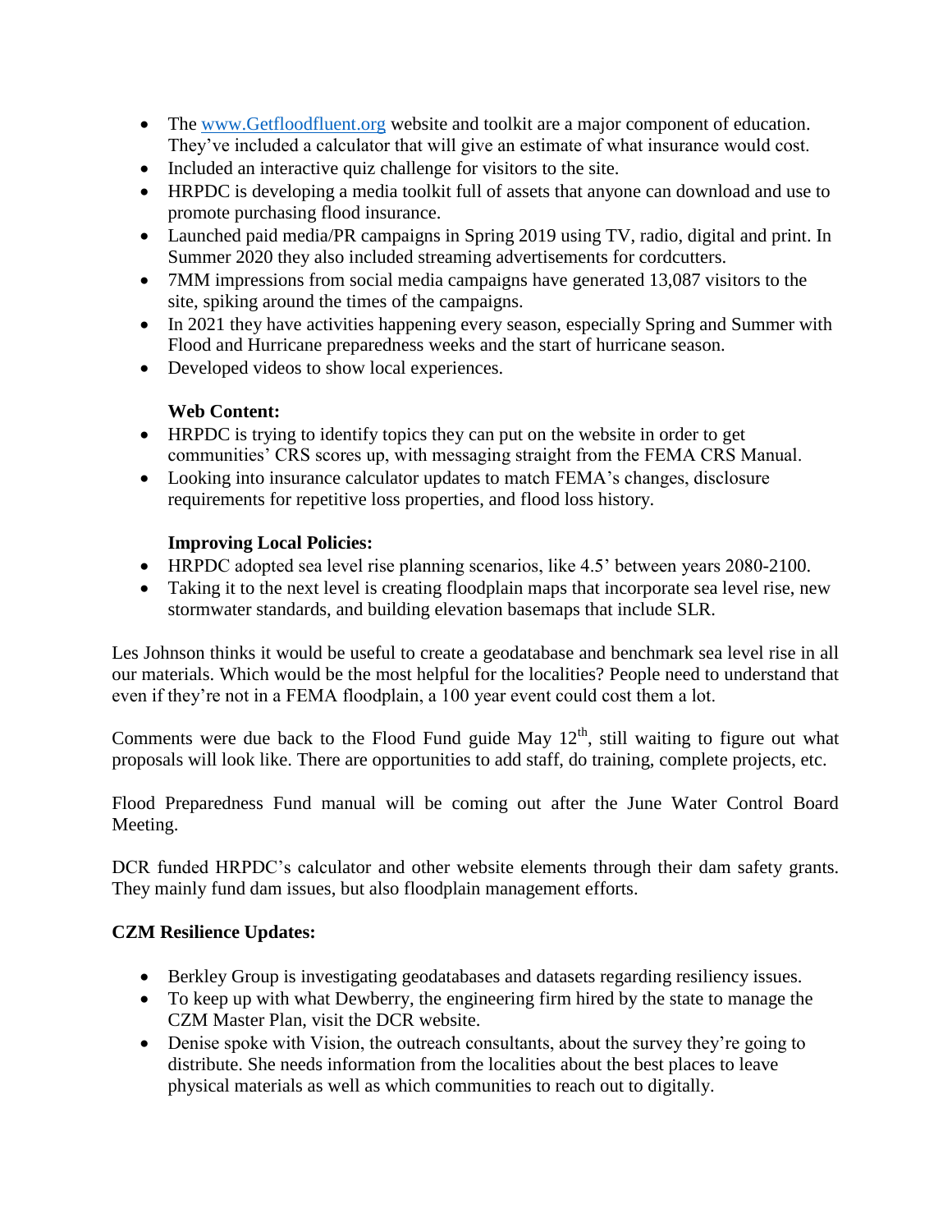- The [www.Getfloodfluent.org](http://www.Getfloodfluent.org) website and toolkit are a major component of education. They've included a calculator that will give an estimate of what insurance would cost.
- Included an interactive quiz challenge for visitors to the site.
- HRPDC is developing a media toolkit full of assets that anyone can download and use to promote purchasing flood insurance.
- Launched paid media/PR campaigns in Spring 2019 using TV, radio, digital and print. In Summer 2020 they also included streaming advertisements for cordcutters.
- 7MM impressions from social media campaigns have generated 13,087 visitors to the site, spiking around the times of the campaigns.
- In 2021 they have activities happening every season, especially Spring and Summer with Flood and Hurricane preparedness weeks and the start of hurricane season.
- Developed videos to show local experiences.

**Web Content:**

- HRPDC is trying to identify topics they can put on the website in order to get communities' CRS scores up, with messaging straight from the FEMA CRS Manual.
- Looking into insurance calculator updates to match FEMA's changes, disclosure requirements for repetitive loss properties, and flood loss history.

**Improving Local Policies:**

- HRPDC adopted sea level rise planning scenarios, like 4.5' between years 2080-2100.
- Taking it to the next level is creating floodplain maps that incorporate sea level rise, new stormwater standards, and building elevation basemaps that include SLR.

Les Johnson thinks it would be useful to create a geodatabase and benchmark sea level rise in all our materials. Which would be the most helpful for the localities? People need to understand that even if they're not in a FEMA floodplain, a 100 year event could cost them a lot.

Comments were due back to the Flood Fund guide May 12th, still waiting to figure out what proposals will look like. There are opportunities to add staff, do training, complete projects, etc.

Flood Preparedness Fund manual will be coming out after the June Water Control Board Meeting.

DCR funded HRPDC's calculator and other website elements through their dam safety grants. They mainly fund dam issues, but also floodplain management efforts.

**CZM Resilience Updates:**

- Berkley Group is investigating geodatabases and datasets regarding resiliency issues.
- To keep up with what Dewberry, the engineering firm hired by the state to manage the CZM Master Plan, visit the DCR website.
- Denise spoke with Vision, the outreach consultants, about the survey they're going to distribute. She needs information from the localities about the best places to leave physical materials as well as which communities to reach out to digitally.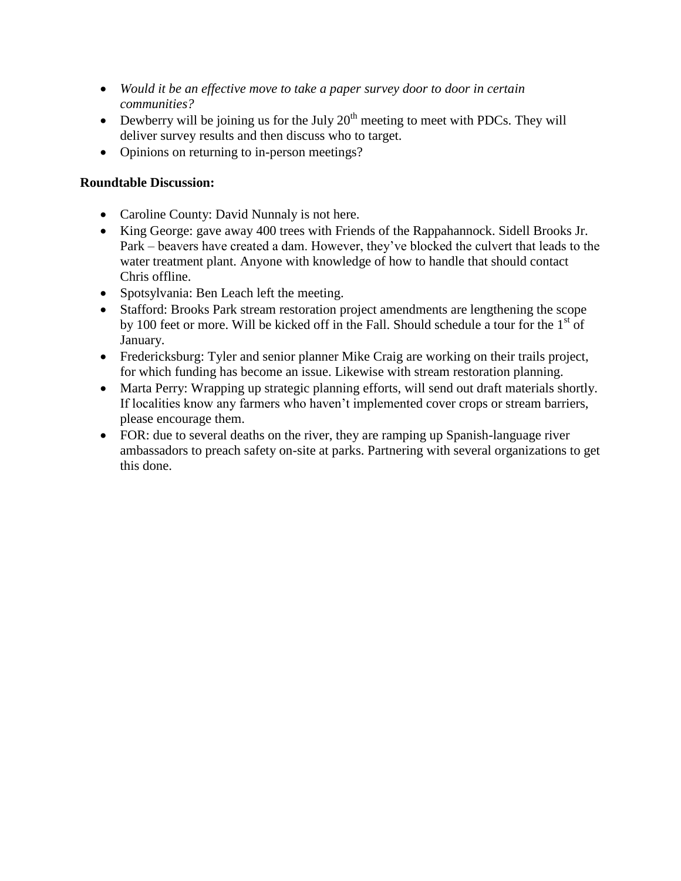- *Would it be an effective move to take a paper survey door to door in certain communities?*
- Dewberry will be joining us for the July 20th meeting to meet with PDCs. They will deliver survey results and then discuss who to target.
- Opinions on returning to in-person meetings?

**Roundtable Discussion:**

- Caroline County: David Nunnaly is not here.
- King George: gave away 400 trees with Friends of the Rappahannock. Sidell Brooks Jr. Park – beavers have created a dam. However, they've blocked the culvert that leads to the water treatment plant. Anyone with knowledge of how to handle that should contact Chris offline.
- Spotsylvania: Ben Leach left the meeting.
- Stafford: Brooks Park stream restoration project amendments are lengthening the scope by 100 feet or more. Will be kicked off in the Fall. Should schedule a tour for the 1st of January.
- Fredericksburg: Tyler and senior planner Mike Craig are working on their trails project, for which funding has become an issue. Likewise with stream restoration planning.
- Marta Perry: Wrapping up strategic planning efforts, will send out draft materials shortly. If localities know any farmers who haven't implemented cover crops or stream barriers, please encourage them.
- FOR: due to several deaths on the river, they are ramping up Spanish-language river ambassadors to preach safety on-site at parks. Partnering with several organizations to get this done.